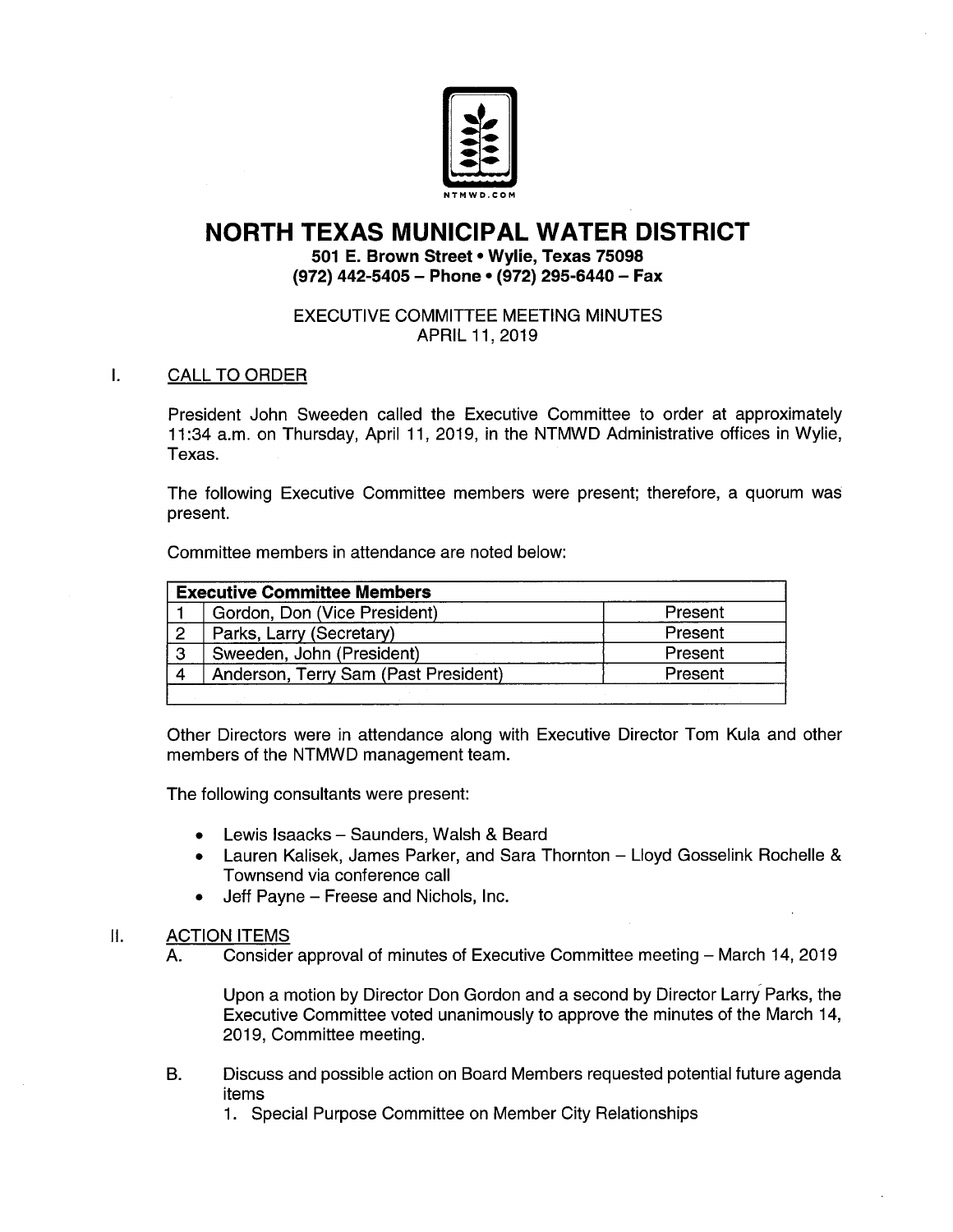NTMWD.COM

# NORTH TEXAS MUNICIPAL WATER DISTRICT

**501 E. Brown Street • Wylie, Texas 75098**
**(972) 442-5405 – Phone • (972) 295-6440 – Fax**

EXECUTIVE COMMITTEE MEETING MINUTES
APRIL 11, 2019

## I. CALL TO ORDER

President John Sweeden called the Executive Committee to order at approximately 11:34 a.m. on Thursday, April 11, 2019, in the NTMWD Administrative offices in Wylie, Texas.

The following Executive Committee members were present; therefore, a quorum was present.

Committee members in attendance are noted below:

| Executive Committee Members | | |
|---|---|---|
| 1 | Gordon, Don (Vice President) | Present |
| 2 | Parks, Larry (Secretary) | Present |
| 3 | Sweeden, John (President) | Present |
| 4 | Anderson, Terry Sam (Past President) | Present |

Other Directors were in attendance along with Executive Director Tom Kula and other members of the NTMWD management team.

The following consultants were present:

- Lewis Isaacks – Saunders, Walsh & Beard
- Lauren Kalisek, James Parker, and Sara Thornton – Lloyd Gosselink Rochelle & Townsend via conference call
- Jeff Payne – Freese and Nichols, Inc.

## II. ACTION ITEMS

A. Consider approval of minutes of Executive Committee meeting – March 14, 2019

Upon a motion by Director Don Gordon and a second by Director Larry Parks, the Executive Committee voted unanimously to approve the minutes of the March 14, 2019, Committee meeting.

B. Discuss and possible action on Board Members requested potential future agenda items

1. Special Purpose Committee on Member City Relationships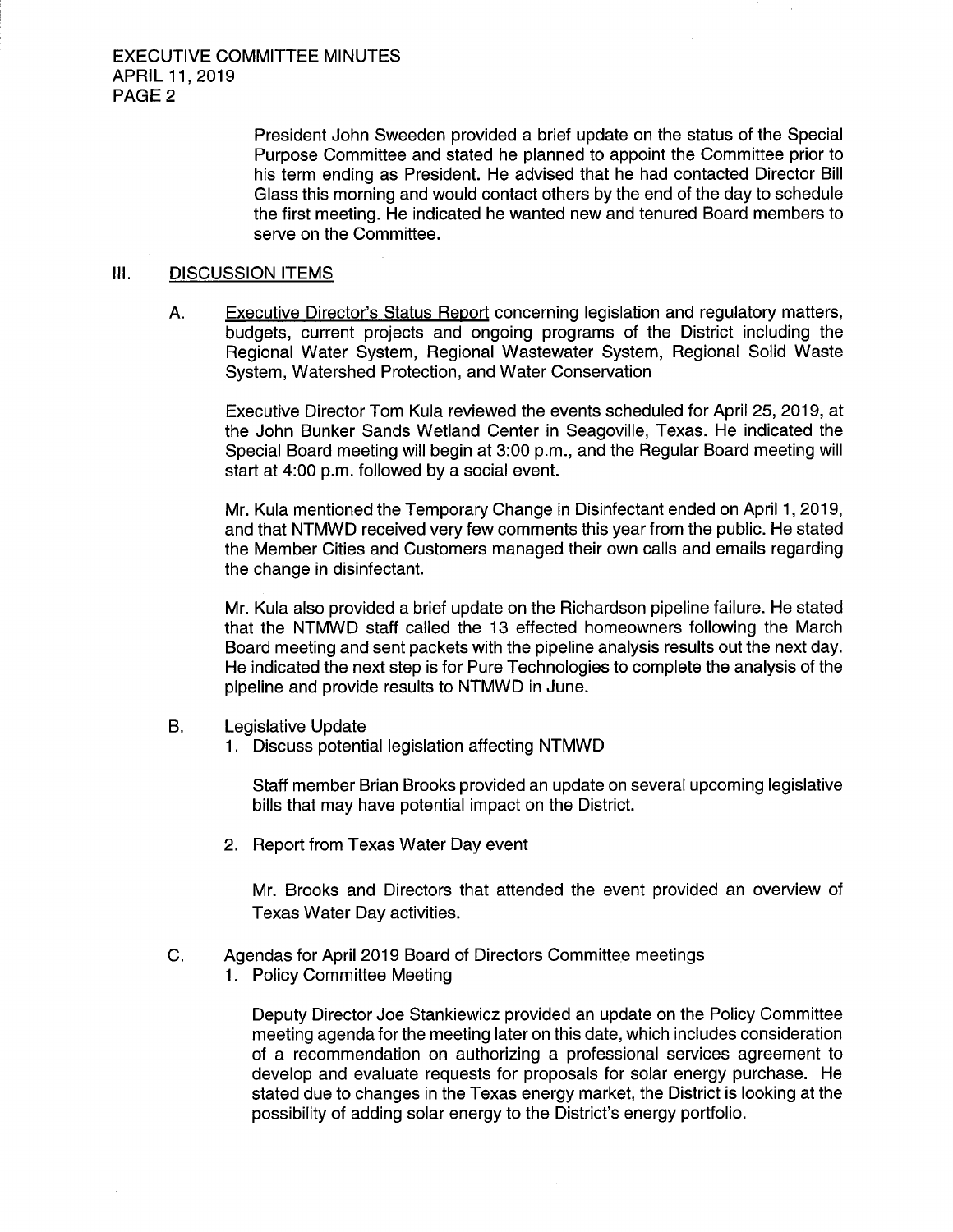President John Sweeden provided a brief update on the status of the Special Purpose Committee and stated he planned to appoint the Committee prior to his term ending as President. He advised that he had contacted Director Bill Glass this morning and would contact others by the end of the day to schedule the first meeting. He indicated he wanted new and tenured Board members to serve on the Committee.

## III. DISCUSSION ITEMS

A. Executive Director's Status Report concerning legislation and regulatory matters, budgets, current projects and ongoing programs of the District including the Regional Water System, Regional Wastewater System, Regional Solid Waste System, Watershed Protection, and Water Conservation

Executive Director Tom Kula reviewed the events scheduled for April 25, 2019, at the John Bunker Sands Wetland Center in Seagoville, Texas. He indicated the Special Board meeting will begin at 3:00 p.m., and the Regular Board meeting will start at 4:00 p.m. followed by a social event.

Mr. Kula mentioned the Temporary Change in Disinfectant ended on April 1, 2019, and that NTMWD received very few comments this year from the public. He stated the Member Cities and Customers managed their own calls and emails regarding the change in disinfectant.

Mr. Kula also provided a brief update on the Richardson pipeline failure. He stated that the NTMWD staff called the 13 effected homeowners following the March Board meeting and sent packets with the pipeline analysis results out the next day. He indicated the next step is for Pure Technologies to complete the analysis of the pipeline and provide results to NTMWD in June.

B. Legislative Update

1. Discuss potential legislation affecting NTMWD

   Staff member Brian Brooks provided an update on several upcoming legislative bills that may have potential impact on the District.

2. Report from Texas Water Day event

   Mr. Brooks and Directors that attended the event provided an overview of Texas Water Day activities.

C. Agendas for April 2019 Board of Directors Committee meetings

1. Policy Committee Meeting

   Deputy Director Joe Stankiewicz provided an update on the Policy Committee meeting agenda for the meeting later on this date, which includes consideration of a recommendation on authorizing a professional services agreement to develop and evaluate requests for proposals for solar energy purchase. He stated due to changes in the Texas energy market, the District is looking at the possibility of adding solar energy to the District's energy portfolio.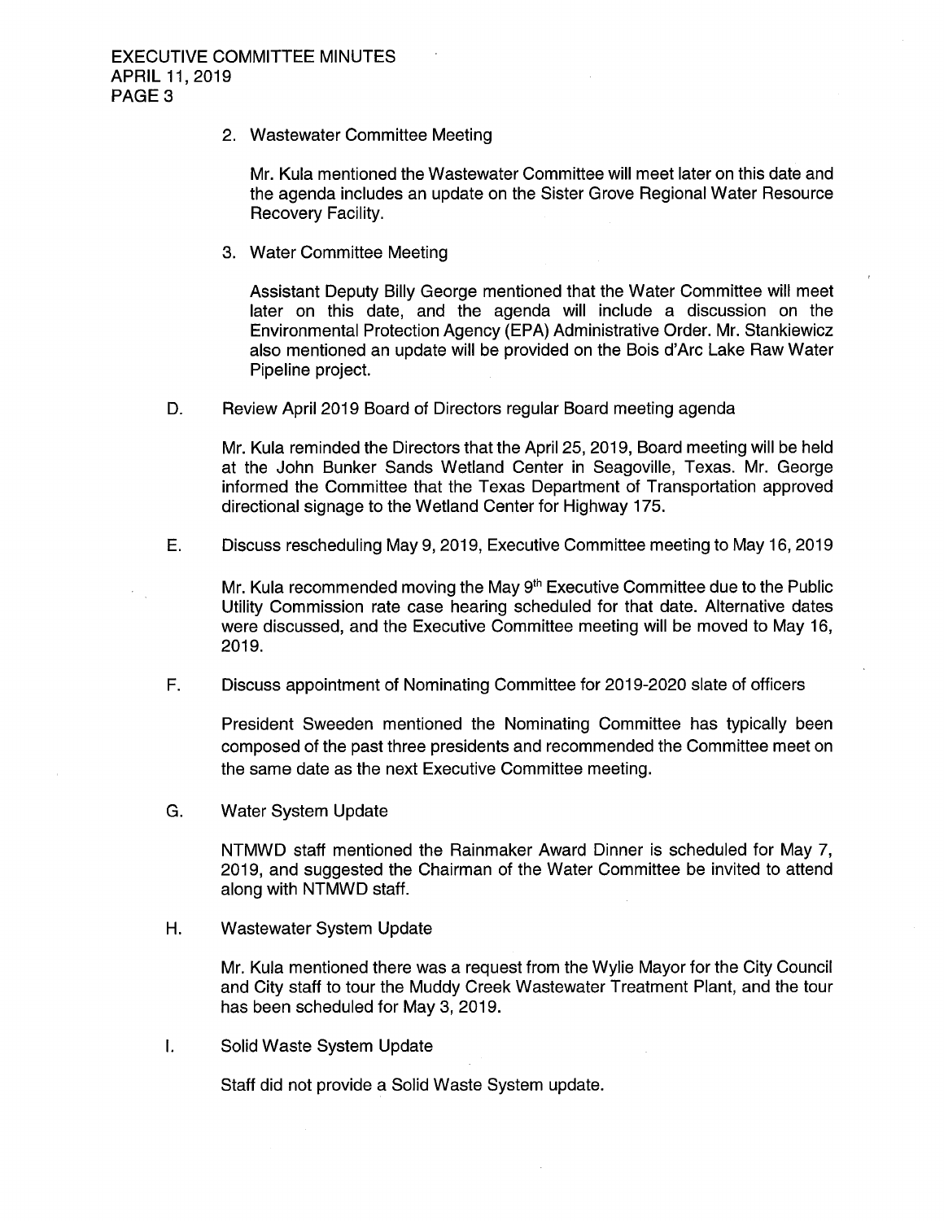2. Wastewater Committee Meeting

   Mr. Kula mentioned the Wastewater Committee will meet later on this date and the agenda includes an update on the Sister Grove Regional Water Resource Recovery Facility.

3. Water Committee Meeting

   Assistant Deputy Billy George mentioned that the Water Committee will meet later on this date, and the agenda will include a discussion on the Environmental Protection Agency (EPA) Administrative Order. Mr. Stankiewicz also mentioned an update will be provided on the Bois d'Arc Lake Raw Water Pipeline project.

D. Review April 2019 Board of Directors regular Board meeting agenda

   Mr. Kula reminded the Directors that the April 25, 2019, Board meeting will be held at the John Bunker Sands Wetland Center in Seagoville, Texas. Mr. George informed the Committee that the Texas Department of Transportation approved directional signage to the Wetland Center for Highway 175.

E. Discuss rescheduling May 9, 2019, Executive Committee meeting to May 16, 2019

   Mr. Kula recommended moving the May 9th Executive Committee due to the Public Utility Commission rate case hearing scheduled for that date. Alternative dates were discussed, and the Executive Committee meeting will be moved to May 16, 2019.

F. Discuss appointment of Nominating Committee for 2019-2020 slate of officers

   President Sweeden mentioned the Nominating Committee has typically been composed of the past three presidents and recommended the Committee meet on the same date as the next Executive Committee meeting.

G. Water System Update

   NTMWD staff mentioned the Rainmaker Award Dinner is scheduled for May 7, 2019, and suggested the Chairman of the Water Committee be invited to attend along with NTMWD staff.

H. Wastewater System Update

   Mr. Kula mentioned there was a request from the Wylie Mayor for the City Council and City staff to tour the Muddy Creek Wastewater Treatment Plant, and the tour has been scheduled for May 3, 2019.

I. Solid Waste System Update

   Staff did not provide a Solid Waste System update.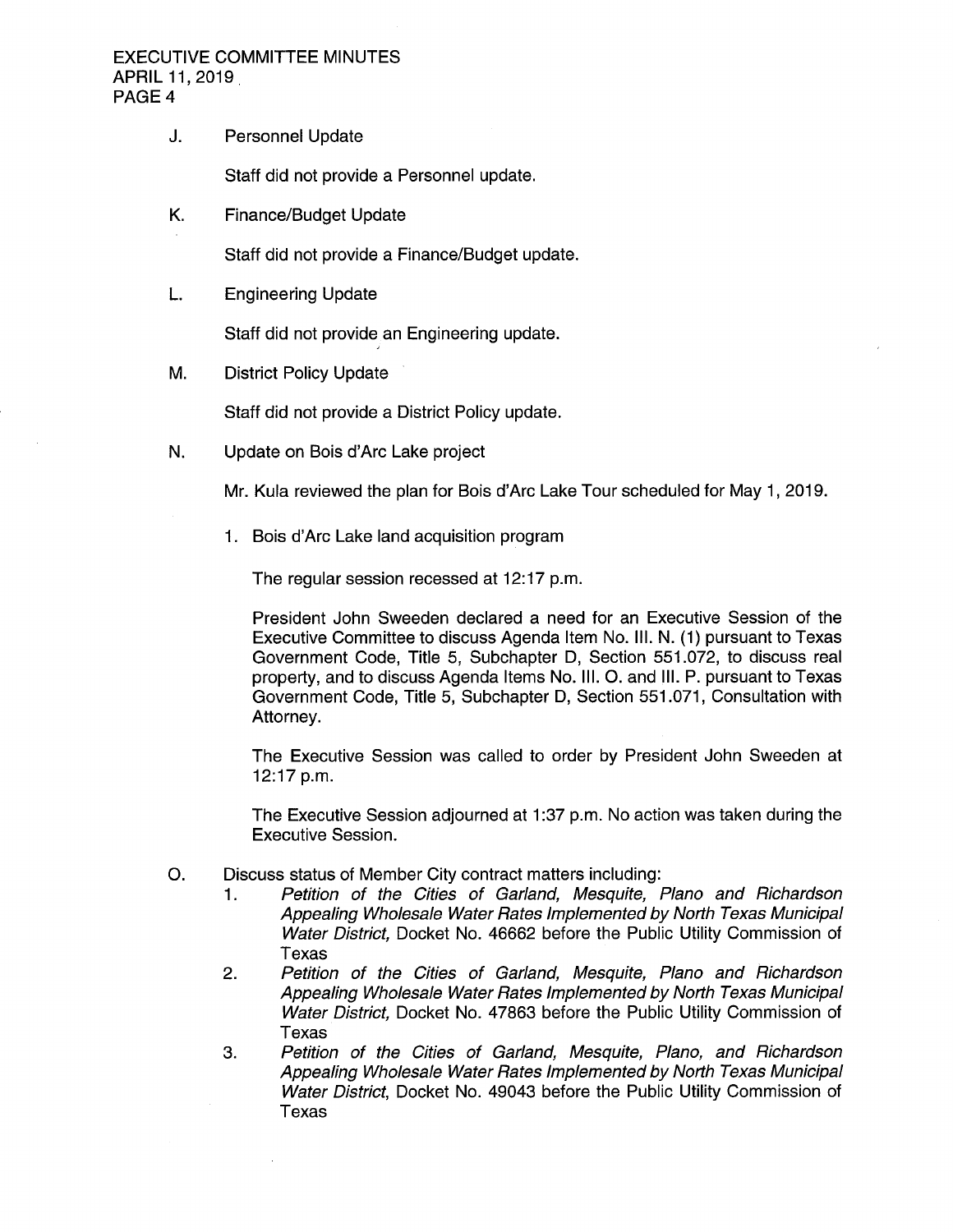J. Personnel Update

Staff did not provide a Personnel update.

K. Finance/Budget Update

Staff did not provide a Finance/Budget update.

L. Engineering Update

Staff did not provide an Engineering update.

M. District Policy Update

Staff did not provide a District Policy update.

N. Update on Bois d'Arc Lake project

Mr. Kula reviewed the plan for Bois d'Arc Lake Tour scheduled for May 1, 2019.

1. Bois d'Arc Lake land acquisition program

   The regular session recessed at 12:17 p.m.

   President John Sweeden declared a need for an Executive Session of the Executive Committee to discuss Agenda Item No. III. N. (1) pursuant to Texas Government Code, Title 5, Subchapter D, Section 551.072, to discuss real property, and to discuss Agenda Items No. III. O. and III. P. pursuant to Texas Government Code, Title 5, Subchapter D, Section 551.071, Consultation with Attorney.

   The Executive Session was called to order by President John Sweeden at 12:17 p.m.

   The Executive Session adjourned at 1:37 p.m. No action was taken during the Executive Session.

O. Discuss status of Member City contract matters including:

1. *Petition of the Cities of Garland, Mesquite, Plano and Richardson Appealing Wholesale Water Rates Implemented by North Texas Municipal Water District,* Docket No. 46662 before the Public Utility Commission of Texas
2. *Petition of the Cities of Garland, Mesquite, Plano and Richardson Appealing Wholesale Water Rates Implemented by North Texas Municipal Water District,* Docket No. 47863 before the Public Utility Commission of Texas
3. *Petition of the Cities of Garland, Mesquite, Plano, and Richardson Appealing Wholesale Water Rates Implemented by North Texas Municipal Water District,* Docket No. 49043 before the Public Utility Commission of Texas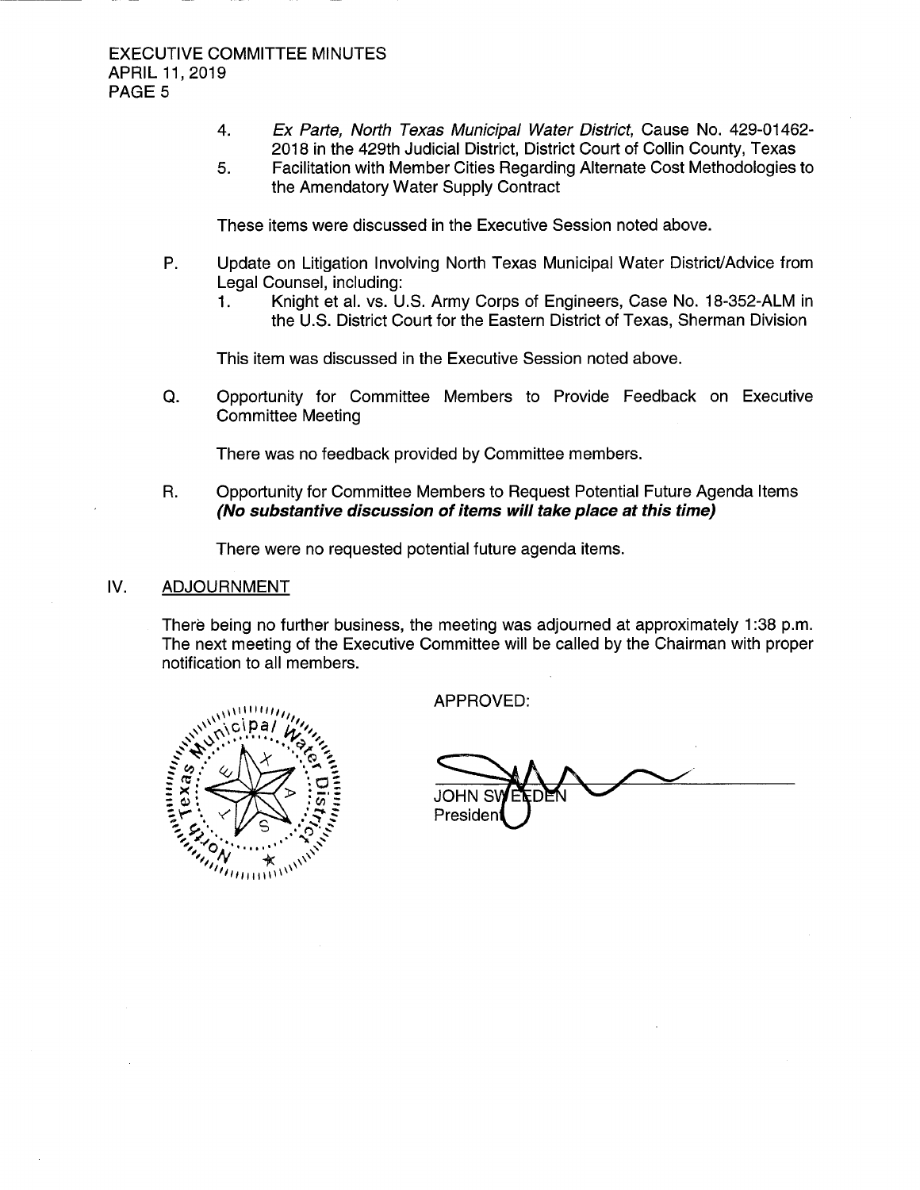4. *Ex Parte, North Texas Municipal Water District,* Cause No. 429-01462-2018 in the 429th Judicial District, District Court of Collin County, Texas
5. Facilitation with Member Cities Regarding Alternate Cost Methodologies to the Amendatory Water Supply Contract

These items were discussed in the Executive Session noted above.

P. Update on Litigation Involving North Texas Municipal Water District/Advice from Legal Counsel, including:
   1. Knight et al. vs. U.S. Army Corps of Engineers, Case No. 18-352-ALM in the U.S. District Court for the Eastern District of Texas, Sherman Division

   This item was discussed in the Executive Session noted above.

Q. Opportunity for Committee Members to Provide Feedback on Executive Committee Meeting

   There was no feedback provided by Committee members.

R. Opportunity for Committee Members to Request Potential Future Agenda Items ***(No substantive discussion of items will take place at this time)***

   There were no requested potential future agenda items.

## IV. ADJOURNMENT

There being no further business, the meeting was adjourned at approximately 1:38 p.m. The next meeting of the Executive Committee will be called by the Chairman with proper notification to all members.

APPROVED:

JOHN SWEEDEN
President